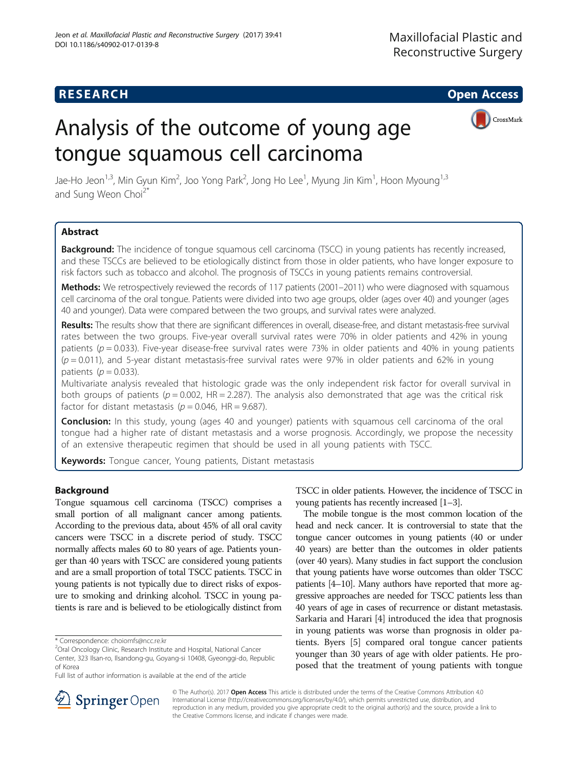# RESEARCH

# Analysis of the outcome of young age tongue squamous cell carcinoma

Jae-Ho Jeon[1,3], Min Gyun Kim[2], Joo Yong Park[2], Jong Ho Lee[1], Myung Jin Kim[1], Hoon Myoung[1,3] and Sung Weon Choi[2*]

## Abstract

**Background:** The incidence of tongue squamous cell carcinoma (TSCC) in young patients has recently increased, and these TSCCs are believed to be etiologically distinct from those in older patients, who have longer exposure to risk factors such as tobacco and alcohol. The prognosis of TSCCs in young patients remains controversial.

**Methods:** We retrospectively reviewed the records of 117 patients (2001–2011) who were diagnosed with squamous cell carcinoma of the oral tongue. Patients were divided into two age groups, older (ages over 40) and younger (ages 40 and younger). Data were compared between the two groups, and survival rates were analyzed.

**Results:** The results show that there are significant differences in overall, disease-free, and distant metastasis-free survival rates between the two groups. Five-year overall survival rates were 70% in older patients and 42% in young patients ($p = 0.033$). Five-year disease-free survival rates were 73% in older patients and 40% in young patients ($p = 0.011$), and 5-year distant metastasis-free survival rates were 97% in older patients and 62% in young patients ($p = 0.033$).

Multivariate analysis revealed that histologic grade was the only independent risk factor for overall survival in both groups of patients ($p = 0.002$, HR = 2.287). The analysis also demonstrated that age was the critical risk factor for distant metastasis ($p = 0.046$, HR = 9.687).

**Conclusion:** In this study, young (ages 40 and younger) patients with squamous cell carcinoma of the oral tongue had a higher rate of distant metastasis and a worse prognosis. Accordingly, we propose the necessity of an extensive therapeutic regimen that should be used in all young patients with TSCC.

**Keywords:** Tongue cancer, Young patients, Distant metastasis

## Background

Tongue squamous cell carcinoma (TSCC) comprises a small portion of all malignant cancer among patients. According to the previous data, about 45% of all oral cavity cancers were TSCC in a discrete period of study. TSCC normally affects males 60 to 80 years of age. Patients younger than 40 years with TSCC are considered young patients and are a small proportion of total TSCC patients. TSCC in young patients is not typically due to direct risks of exposure to smoking and drinking alcohol. TSCC in young patients is rare and is believed to be etiologically distinct from TSCC in older patients. However, the incidence of TSCC in young patients has recently increased [1–3].

The mobile tongue is the most common location of the head and neck cancer. It is controversial to state that the tongue cancer outcomes in young patients (40 or under 40 years) are better than the outcomes in older patients (over 40 years). Many studies in fact support the conclusion that young patients have worse outcomes than older TSCC patients [4–10]. Many authors have reported that more aggressive approaches are needed for TSCC patients less than 40 years of age in cases of recurrence or distant metastasis. Sarkaria and Harari [4] introduced the idea that prognosis in young patients was worse than prognosis in older patients. Byers [5] compared oral tongue cancer patients younger than 30 years of age with older patients. He proposed that the treatment of young patients with tongue

\* Correspondence: choiomfs@ncc.re.kr

[2]Oral Oncology Clinic, Research Institute and Hospital, National Cancer Center, 323 Ilsan-ro, Ilsandong-gu, Goyang-si 10408, Gyeonggi-do, Republic of Korea

Full list of author information is available at the end of the article

© The Author(s). 2017 **Open Access** This article is distributed under the terms of the Creative Commons Attribution 4.0 International License (http://creativecommons.org/licenses/by/4.0/), which permits unrestricted use, distribution, and reproduction in any medium, provided you give appropriate credit to the original author(s) and the source, provide a link to the Creative Commons license, and indicate if changes were made.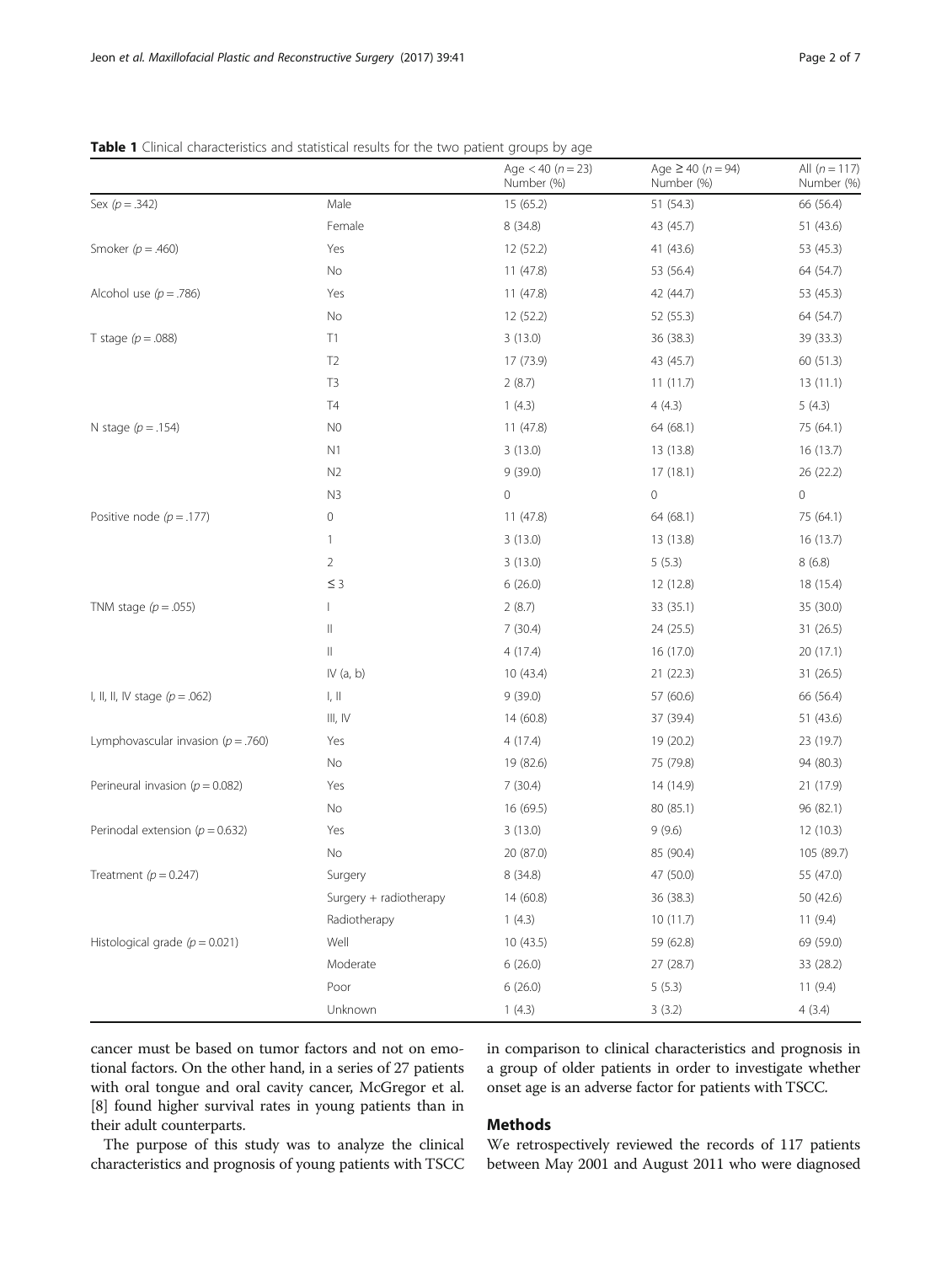**Table 1** Clinical characteristics and statistical results for the two patient groups by age

| | | Age < 40 ($n = 23$) Number (%) | Age ≥ 40 ($n = 94$) Number (%) | All ($n = 117$) Number (%) |
|---|---|---|---|---|
| Sex ($p = .342$) | Male | 15 (65.2) | 51 (54.3) | 66 (56.4) |
| | Female | 8 (34.8) | 43 (45.7) | 51 (43.6) |
| Smoker ($p = .460$) | Yes | 12 (52.2) | 41 (43.6) | 53 (45.3) |
| | No | 11 (47.8) | 53 (56.4) | 64 (54.7) |
| Alcohol use ($p = .786$) | Yes | 11 (47.8) | 42 (44.7) | 53 (45.3) |
| | No | 12 (52.2) | 52 (55.3) | 64 (54.7) |
| T stage ($p = .088$) | T1 | 3 (13.0) | 36 (38.3) | 39 (33.3) |
| | T2 | 17 (73.9) | 43 (45.7) | 60 (51.3) |
| | T3 | 2 (8.7) | 11 (11.7) | 13 (11.1) |
| | T4 | 1 (4.3) | 4 (4.3) | 5 (4.3) |
| N stage ($p = .154$) | N0 | 11 (47.8) | 64 (68.1) | 75 (64.1) |
| | N1 | 3 (13.0) | 13 (13.8) | 16 (13.7) |
| | N2 | 9 (39.0) | 17 (18.1) | 26 (22.2) |
| | N3 | 0 | 0 | 0 |
| Positive node ($p = .177$) | 0 | 11 (47.8) | 64 (68.1) | 75 (64.1) |
| | 1 | 3 (13.0) | 13 (13.8) | 16 (13.7) |
| | 2 | 3 (13.0) | 5 (5.3) | 8 (6.8) |
| | ≤ 3 | 6 (26.0) | 12 (12.8) | 18 (15.4) |
| TNM stage ($p = .055$) | I | 2 (8.7) | 33 (35.1) | 35 (30.0) |
| | II | 7 (30.4) | 24 (25.5) | 31 (26.5) |
| | II | 4 (17.4) | 16 (17.0) | 20 (17.1) |
| | IV (a, b) | 10 (43.4) | 21 (22.3) | 31 (26.5) |
| I, II, II, IV stage ($p = .062$) | I, II | 9 (39.0) | 57 (60.6) | 66 (56.4) |
| | III, IV | 14 (60.8) | 37 (39.4) | 51 (43.6) |
| Lymphovascular invasion ($p = .760$) | Yes | 4 (17.4) | 19 (20.2) | 23 (19.7) |
| | No | 19 (82.6) | 75 (79.8) | 94 (80.3) |
| Perineural invasion ($p = 0.082$) | Yes | 7 (30.4) | 14 (14.9) | 21 (17.9) |
| | No | 16 (69.5) | 80 (85.1) | 96 (82.1) |
| Perinodal extension ($p = 0.632$) | Yes | 3 (13.0) | 9 (9.6) | 12 (10.3) |
| | No | 20 (87.0) | 85 (90.4) | 105 (89.7) |
| Treatment ($p = 0.247$) | Surgery | 8 (34.8) | 47 (50.0) | 55 (47.0) |
| | Surgery + radiotherapy | 14 (60.8) | 36 (38.3) | 50 (42.6) |
| | Radiotherapy | 1 (4.3) | 10 (11.7) | 11 (9.4) |
| Histological grade ($p = 0.021$) | Well | 10 (43.5) | 59 (62.8) | 69 (59.0) |
| | Moderate | 6 (26.0) | 27 (28.7) | 33 (28.2) |
| | Poor | 6 (26.0) | 5 (5.3) | 11 (9.4) |
| | Unknown | 1 (4.3) | 3 (3.2) | 4 (3.4) |

cancer must be based on tumor factors and not on emotional factors. On the other hand, in a series of 27 patients with oral tongue and oral cavity cancer, McGregor et al. [8] found higher survival rates in young patients than in their adult counterparts.

The purpose of this study was to analyze the clinical characteristics and prognosis of young patients with TSCC in comparison to clinical characteristics and prognosis in a group of older patients in order to investigate whether onset age is an adverse factor for patients with TSCC.

## Methods

We retrospectively reviewed the records of 117 patients between May 2001 and August 2011 who were diagnosed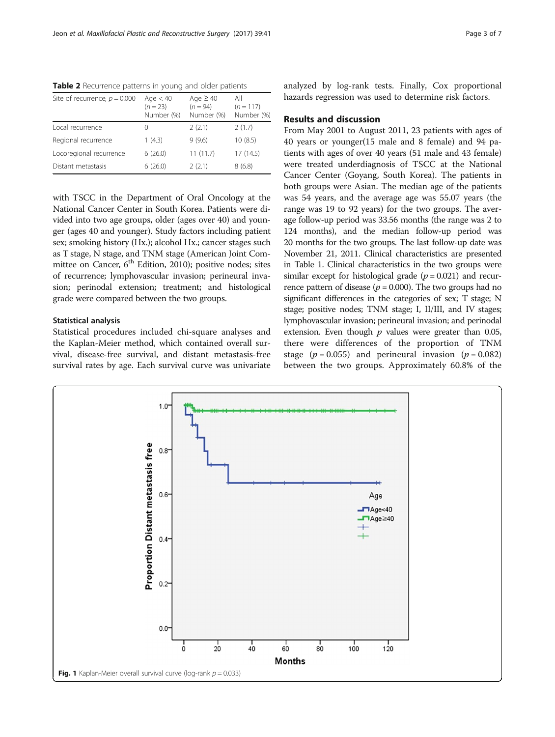**Table 2** Recurrence patterns in young and older patients

| Site of recurrence, $p = 0.000$ | Age < 40 ($n = 23$) Number (%) | Age ≥ 40 ($n = 94$) Number (%) | All ($n = 117$) Number (%) |
|---|---|---|---|
| Local recurrence | 0 | 2 (2.1) | 2 (1.7) |
| Regional recurrence | 1 (4.3) | 9 (9.6) | 10 (8.5) |
| Locoregional recurrence | 6 (26.0) | 11 (11.7) | 17 (14.5) |
| Distant metastasis | 6 (26.0) | 2 (2.1) | 8 (6.8) |

with TSCC in the Department of Oral Oncology at the National Cancer Center in South Korea. Patients were divided into two age groups, older (ages over 40) and younger (ages 40 and younger). Study factors including patient sex; smoking history (Hx.); alcohol Hx.; cancer stages such as T stage, N stage, and TNM stage (American Joint Committee on Cancer, 6th Edition, 2010); positive nodes; sites of recurrence; lymphovascular invasion; perineural invasion; perinodal extension; treatment; and histological grade were compared between the two groups.

### Statistical analysis

Statistical procedures included chi-square analyses and the Kaplan-Meier method, which contained overall survival, disease-free survival, and distant metastasis-free survival rates by age. Each survival curve was univariate analyzed by log-rank tests. Finally, Cox proportional hazards regression was used to determine risk factors.

## Results and discussion

From May 2001 to August 2011, 23 patients with ages of 40 years or younger(15 male and 8 female) and 94 patients with ages of over 40 years (51 male and 43 female) were treated underdiagnosis of TSCC at the National Cancer Center (Goyang, South Korea). The patients in both groups were Asian. The median age of the patients was 54 years, and the average age was 55.07 years (the range was 19 to 92 years) for the two groups. The average follow-up period was 33.56 months (the range was 2 to 124 months), and the median follow-up period was 20 months for the two groups. The last follow-up date was November 21, 2011. Clinical characteristics are presented in Table 1. Clinical characteristics in the two groups were similar except for histological grade ($p = 0.021$) and recurrence pattern of disease ($p = 0.000$). The two groups had no significant differences in the categories of sex; T stage; N stage; positive nodes; TNM stage; I, II/III, and IV stages; lymphovascular invasion; perineural invasion; and perinodal extension. Even though $p$ values were greater than 0.05, there were differences of the proportion of TNM stage ($p = 0.055$) and perineural invasion ($p = 0.082$) between the two groups. Approximately 60.8% of the

**Fig. 1** Kaplan-Meier overall survival curve (log-rank $p = 0.033$)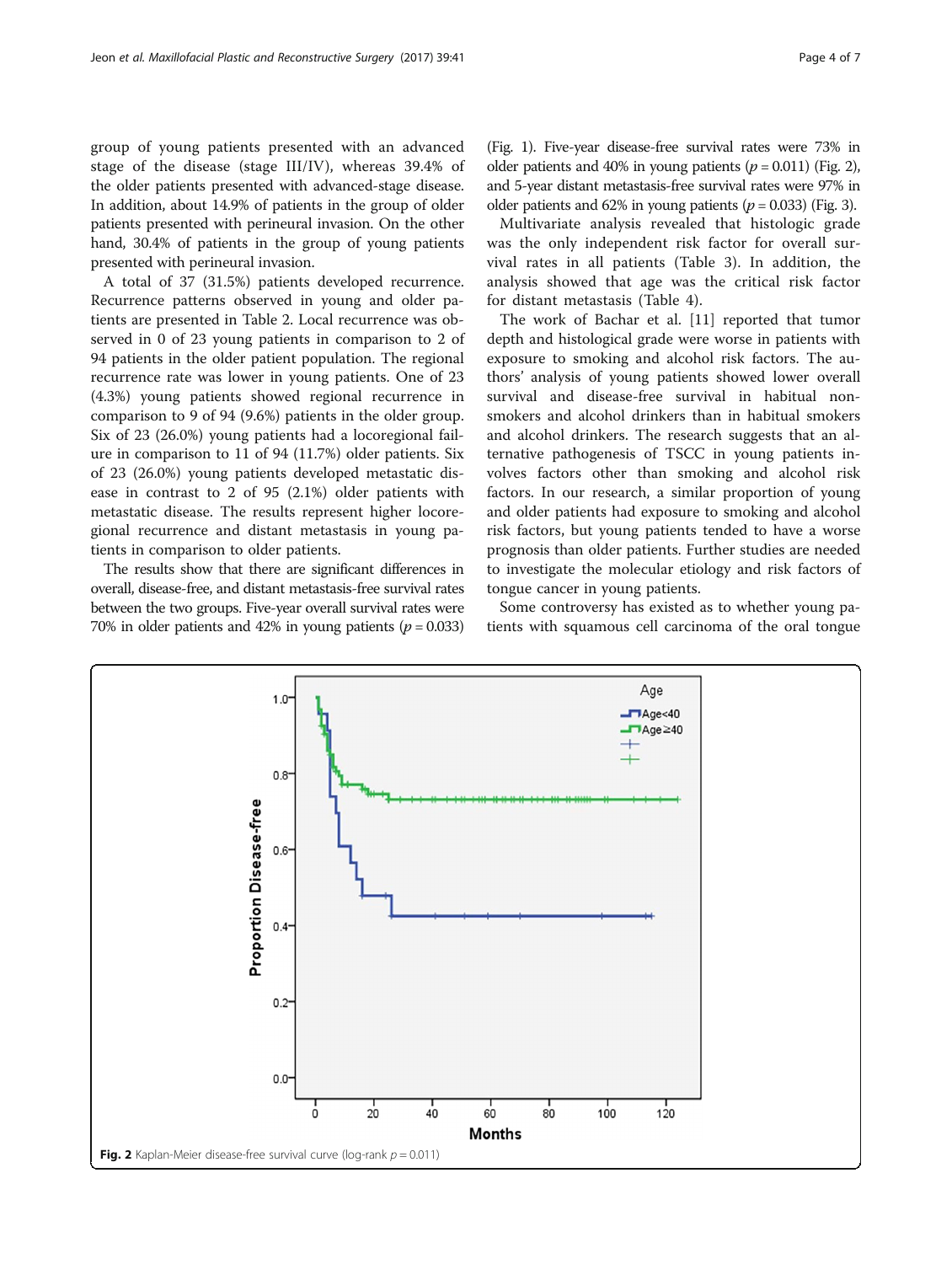group of young patients presented with an advanced stage of the disease (stage III/IV), whereas 39.4% of the older patients presented with advanced-stage disease. In addition, about 14.9% of patients in the group of older patients presented with perineural invasion. On the other hand, 30.4% of patients in the group of young patients presented with perineural invasion.

A total of 37 (31.5%) patients developed recurrence. Recurrence patterns observed in young and older patients are presented in Table 2. Local recurrence was observed in 0 of 23 young patients in comparison to 2 of 94 patients in the older patient population. The regional recurrence rate was lower in young patients. One of 23 (4.3%) young patients showed regional recurrence in comparison to 9 of 94 (9.6%) patients in the older group. Six of 23 (26.0%) young patients had a locoregional failure in comparison to 11 of 94 (11.7%) older patients. Six of 23 (26.0%) young patients developed metastatic disease in contrast to 2 of 95 (2.1%) older patients with metastatic disease. The results represent higher locoregional recurrence and distant metastasis in young patients in comparison to older patients.

The results show that there are significant differences in overall, disease-free, and distant metastasis-free survival rates between the two groups. Five-year overall survival rates were 70% in older patients and 42% in young patients ($p = 0.033$) (Fig. 1). Five-year disease-free survival rates were 73% in older patients and 40% in young patients ($p = 0.011$) (Fig. 2), and 5-year distant metastasis-free survival rates were 97% in older patients and 62% in young patients ($p = 0.033$) (Fig. 3).

Multivariate analysis revealed that histologic grade was the only independent risk factor for overall survival rates in all patients (Table 3). In addition, the analysis showed that age was the critical risk factor for distant metastasis (Table 4).

The work of Bachar et al. [11] reported that tumor depth and histological grade were worse in patients with exposure to smoking and alcohol risk factors. The authors' analysis of young patients showed lower overall survival and disease-free survival in habitual nonsmokers and alcohol drinkers than in habitual smokers and alcohol drinkers. The research suggests that an alternative pathogenesis of TSCC in young patients involves factors other than smoking and alcohol risk factors. In our research, a similar proportion of young and older patients had exposure to smoking and alcohol risk factors, but young patients tended to have a worse prognosis than older patients. Further studies are needed to investigate the molecular etiology and risk factors of tongue cancer in young patients.

Some controversy has existed as to whether young patients with squamous cell carcinoma of the oral tongue

**Fig. 2** Kaplan-Meier disease-free survival curve (log-rank $p = 0.011$)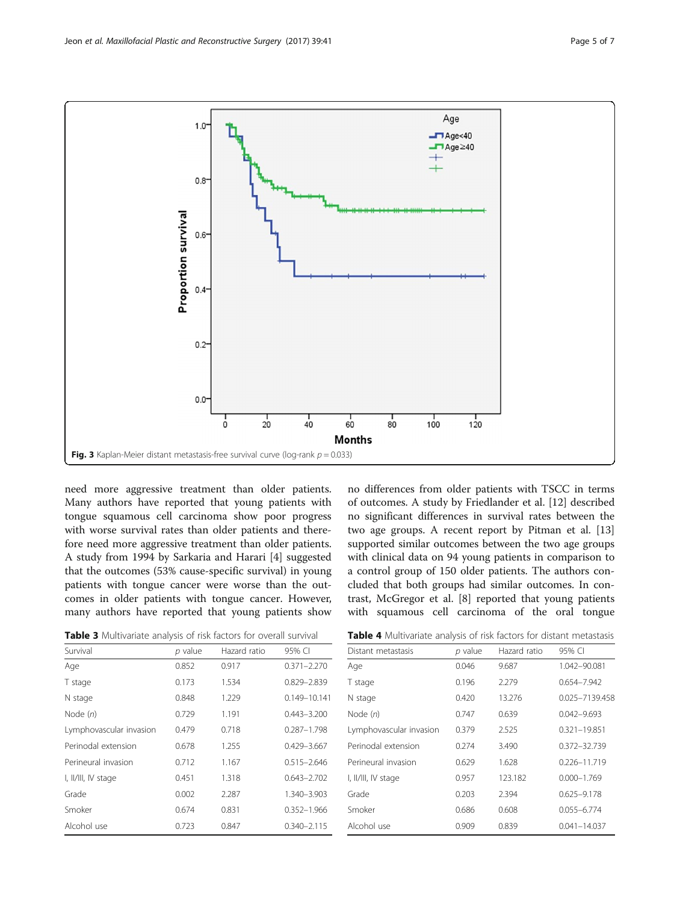Fig. 3 Kaplan-Meier distant metastasis-free survival curve (log-rank $p = 0.033$)

need more aggressive treatment than older patients. Many authors have reported that young patients with tongue squamous cell carcinoma show poor progress with worse survival rates than older patients and therefore need more aggressive treatment than older patients. A study from 1994 by Sarkaria and Harari [4] suggested that the outcomes (53% cause-specific survival) in young patients with tongue cancer were worse than the outcomes in older patients with tongue cancer. However, many authors have reported that young patients show no differences from older patients with TSCC in terms of outcomes. A study by Friedlander et al. [12] described no significant differences in survival rates between the two age groups. A recent report by Pitman et al. [13] supported similar outcomes between the two age groups with clinical data on 94 young patients in comparison to a control group of 150 older patients. The authors concluded that both groups had similar outcomes. In contrast, McGregor et al. [8] reported that young patients with squamous cell carcinoma of the oral tongue

**Table 3** Multivariate analysis of risk factors for overall survival

| Survival | *p* value | Hazard ratio | 95% CI |
|---|---|---|---|
| Age | 0.852 | 0.917 | 0.371–2.270 |
| T stage | 0.173 | 1.534 | 0.829–2.839 |
| N stage | 0.848 | 1.229 | 0.149–10.141 |
| Node (*n*) | 0.729 | 1.191 | 0.443–3.200 |
| Lymphovascular invasion | 0.479 | 0.718 | 0.287–1.798 |
| Perinodal extension | 0.678 | 1.255 | 0.429–3.667 |
| Perineural invasion | 0.712 | 1.167 | 0.515–2.646 |
| I, II/III, IV stage | 0.451 | 1.318 | 0.643–2.702 |
| Grade | 0.002 | 2.287 | 1.340–3.903 |
| Smoker | 0.674 | 0.831 | 0.352–1.966 |
| Alcohol use | 0.723 | 0.847 | 0.340–2.115 |

**Table 4** Multivariate analysis of risk factors for distant metastasis

| Distant metastasis | *p* value | Hazard ratio | 95% CI |
|---|---|---|---|
| Age | 0.046 | 9.687 | 1.042–90.081 |
| T stage | 0.196 | 2.279 | 0.654–7.942 |
| N stage | 0.420 | 13.276 | 0.025–7139.458 |
| Node (*n*) | 0.747 | 0.639 | 0.042–9.693 |
| Lymphovascular invasion | 0.379 | 2.525 | 0.321–19.851 |
| Perinodal extension | 0.274 | 3.490 | 0.372–32.739 |
| Perineural invasion | 0.629 | 1.628 | 0.226–11.719 |
| I, II/III, IV stage | 0.957 | 123.182 | 0.000–1.769 |
| Grade | 0.203 | 2.394 | 0.625–9.178 |
| Smoker | 0.686 | 0.608 | 0.055–6.774 |
| Alcohol use | 0.909 | 0.839 | 0.041–14.037 |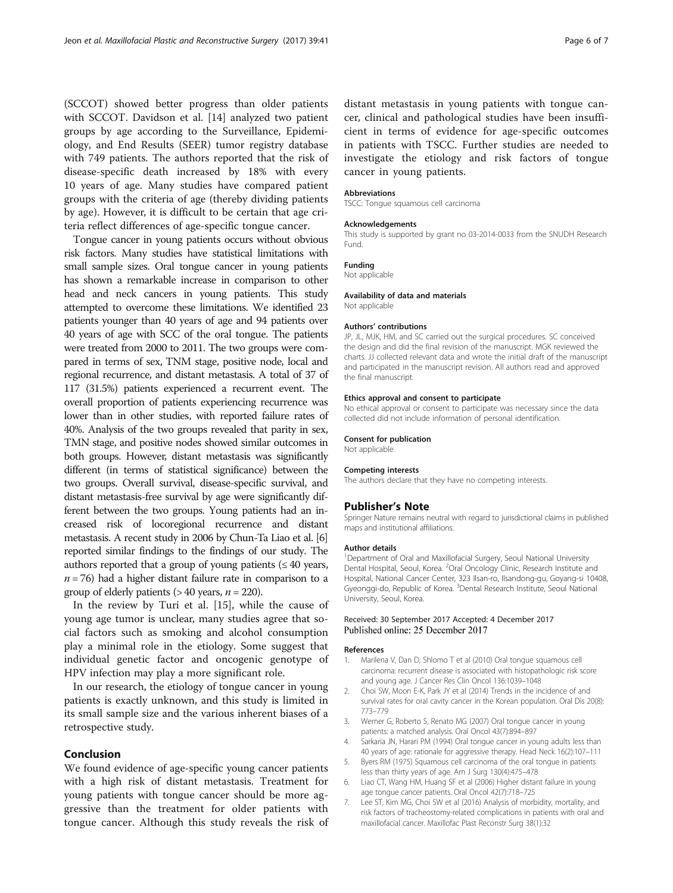(SCCOT) showed better progress than older patients with SCCOT. Davidson et al. [14] analyzed two patient groups by age according to the Surveillance, Epidemiology, and End Results (SEER) tumor registry database with 749 patients. The authors reported that the risk of disease-specific death increased by 18% with every 10 years of age. Many studies have compared patient groups with the criteria of age (thereby dividing patients by age). However, it is difficult to be certain that age criteria reflect differences of age-specific tongue cancer.

Tongue cancer in young patients occurs without obvious risk factors. Many studies have statistical limitations with small sample sizes. Oral tongue cancer in young patients has shown a remarkable increase in comparison to other head and neck cancers in young patients. This study attempted to overcome these limitations. We identified 23 patients younger than 40 years of age and 94 patients over 40 years of age with SCC of the oral tongue. The patients were treated from 2000 to 2011. The two groups were compared in terms of sex, TNM stage, positive node, local and regional recurrence, and distant metastasis. A total of 37 of 117 (31.5%) patients experienced a recurrent event. The overall proportion of patients experiencing recurrence was lower than in other studies, with reported failure rates of 40%. Analysis of the two groups revealed that parity in sex, TMN stage, and positive nodes showed similar outcomes in both groups. However, distant metastasis was significantly different (in terms of statistical significance) between the two groups. Overall survival, disease-specific survival, and distant metastasis-free survival by age were significantly different between the two groups. Young patients had an increased risk of locoregional recurrence and distant metastasis. A recent study in 2006 by Chun-Ta Liao et al. [6] reported similar findings to the findings of our study. The authors reported that a group of young patients (≤ 40 years, $n = 76$) had a higher distant failure rate in comparison to a group of elderly patients (> 40 years, $n = 220$).

In the review by Turi et al. [15], while the cause of young age tumor is unclear, many studies agree that social factors such as smoking and alcohol consumption play a minimal role in the etiology. Some suggest that individual genetic factor and oncogenic genotype of HPV infection may play a more significant role.

In our research, the etiology of tongue cancer in young patients is exactly unknown, and this study is limited in its small sample size and the various inherent biases of a retrospective study.

## Conclusion

We found evidence of age-specific young cancer patients with a high risk of distant metastasis. Treatment for young patients with tongue cancer should be more aggressive than the treatment for older patients with tongue cancer. Although this study reveals the risk of distant metastasis in young patients with tongue cancer, clinical and pathological studies have been insufficient in terms of evidence for age-specific outcomes in patients with TSCC. Further studies are needed to investigate the etiology and risk factors of tongue cancer in young patients.

#### Abbreviations

TSCC: Tongue squamous cell carcinoma

#### Acknowledgements

This study is supported by grant no 03-2014-0033 from the SNUDH Research Fund.

#### Funding

Not applicable

#### Availability of data and materials

Not applicable

#### Authors' contributions

JP, JL, MJK, HM, and SC carried out the surgical procedures. SC conceived the design and did the final revision of the manuscript. MGK reviewed the charts. JJ collected relevant data and wrote the initial draft of the manuscript and participated in the manuscript revision. All authors read and approved the final manuscript.

#### Ethics approval and consent to participate

No ethical approval or consent to participate was necessary since the data collected did not include information of personal identification.

#### Consent for publication

Not applicable

#### Competing interests

The authors declare that they have no competing interests.

## Publisher's Note

Springer Nature remains neutral with regard to jurisdictional claims in published maps and institutional affiliations.

#### Author details

[1]Department of Oral and Maxillofacial Surgery, Seoul National University Dental Hospital, Seoul, Korea. [2]Oral Oncology Clinic, Research Institute and Hospital, National Cancer Center, 323 Ilsan-ro, Ilsandong-gu, Goyang-si 10408, Gyeonggi-do, Republic of Korea. [3]Dental Research Institute, Seoul National University, Seoul, Korea.

Received: 30 September 2017 Accepted: 4 December 2017
Published online: 25 December 2017

#### References

1. Marilena V, Dan D, Shlomo T et al (2010) Oral tongue squamous cell carcinoma: recurrent disease is associated with histopathologic risk score and young age. J Cancer Res Clin Oncol 136:1039–1048
2. Choi SW, Moon E-K, Park JY et al (2014) Trends in the incidence of and survival rates for oral cavity cancer in the Korean population. Oral Dis 20(8): 773–779
3. Werner G, Roberto S, Renato MG (2007) Oral tongue cancer in young patients: a matched analysis. Oral Oncol 43(7):894–897
4. Sarkaria JN, Harari PM (1994) Oral tongue cancer in young adults less than 40 years of age: rationale for aggressive therapy. Head Neck 16(2):107–111
5. Byers RM (1975) Squamous cell carcinoma of the oral tongue in patients less than thirty years of age. Am J Surg 130(4):475–478
6. Liao CT, Wang HM, Huang SF et al (2006) Higher distant failure in young age tongue cancer patients. Oral Oncol 42(7):718–725
7. Lee ST, Kim MG, Choi SW et al (2016) Analysis of morbidity, mortality, and risk factors of tracheostomy-related complications in patients with oral and maxillofacial cancer. Maxillofac Plast Reconstr Surg 38(1):32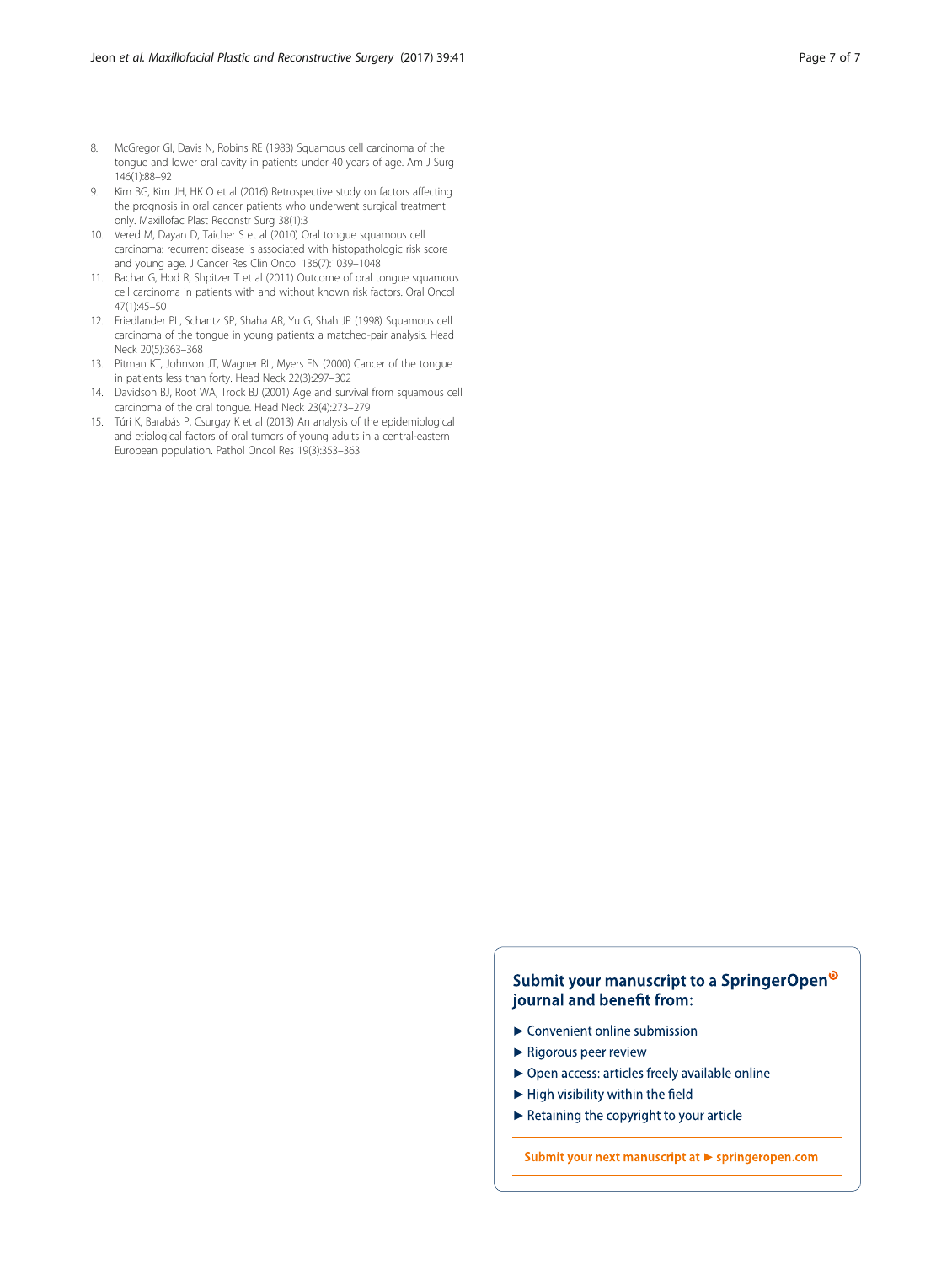8. McGregor GI, Davis N, Robins RE (1983) Squamous cell carcinoma of the tongue and lower oral cavity in patients under 40 years of age. Am J Surg 146(1):88–92
9. Kim BG, Kim JH, HK O et al (2016) Retrospective study on factors affecting the prognosis in oral cancer patients who underwent surgical treatment only. Maxillofac Plast Reconstr Surg 38(1):3
10. Vered M, Dayan D, Taicher S et al (2010) Oral tongue squamous cell carcinoma: recurrent disease is associated with histopathologic risk score and young age. J Cancer Res Clin Oncol 136(7):1039–1048
11. Bachar G, Hod R, Shpitzer T et al (2011) Outcome of oral tongue squamous cell carcinoma in patients with and without known risk factors. Oral Oncol 47(1):45–50
12. Friedlander PL, Schantz SP, Shaha AR, Yu G, Shah JP (1998) Squamous cell carcinoma of the tongue in young patients: a matched-pair analysis. Head Neck 20(5):363–368
13. Pitman KT, Johnson JT, Wagner RL, Myers EN (2000) Cancer of the tongue in patients less than forty. Head Neck 22(3):297–302
14. Davidson BJ, Root WA, Trock BJ (2001) Age and survival from squamous cell carcinoma of the oral tongue. Head Neck 23(4):273–279
15. Túri K, Barabás P, Csurgay K et al (2013) An analysis of the epidemiological and etiological factors of oral tumors of young adults in a central-eastern European population. Pathol Oncol Res 19(3):353–363

**Submit your manuscript to a SpringerOpen journal and benefit from:**

- ► Convenient online submission
- ► Rigorous peer review
- ► Open access: articles freely available online
- ► High visibility within the field
- ► Retaining the copyright to your article

**Submit your next manuscript at ► springeropen.com**